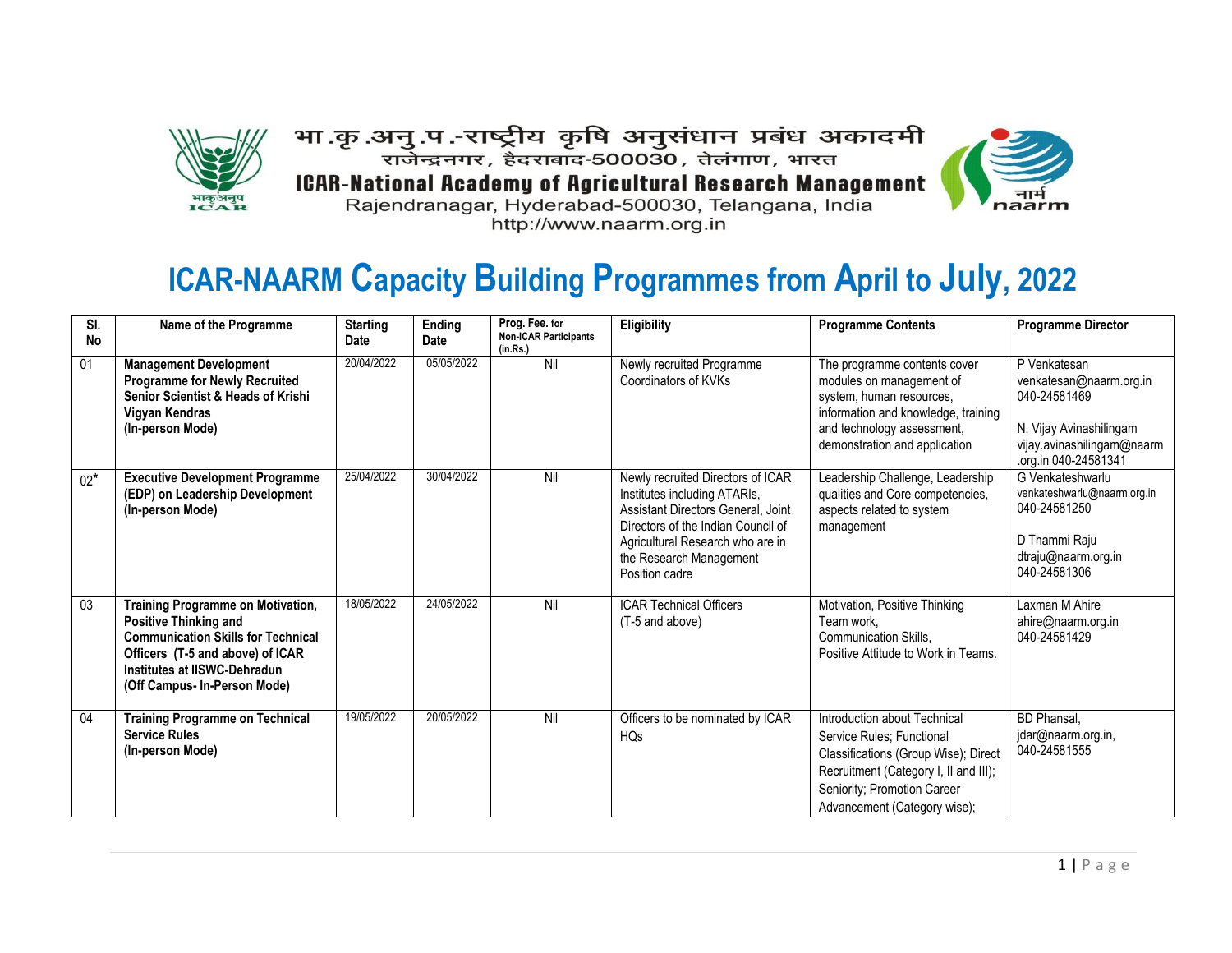भा.कृ.अनु.प.-राष्ट्रीय कृषि अनुसंधान प्रबंध अकादमी
राजेन्द्रनगर, हैदराबाद-500030, तेलंगाण, भारत

**ICAR-National Academy of Agricultural Research Management**
Rajendranagar, Hyderabad-500030, Telangana, India
http://www.naarm.org.in

# ICAR-NAARM Capacity Building Programmes from April to July, 2022

| Sl. No | Name of the Programme | Starting Date | Ending Date | Prog. Fee. for Non-ICAR Participants (in.Rs.) | Eligibility | Programme Contents | Programme Director |
|---|---|---|---|---|---|---|---|
| 01 | **Management Development Programme for Newly Recruited Senior Scientist & Heads of Krishi Vigyan Kendras (In-person Mode)** | 20/04/2022 | 05/05/2022 | Nil | Newly recruited Programme Coordinators of KVKs | The programme contents cover modules on management of system, human resources, information and knowledge, training and technology assessment, demonstration and application | P Venkatesan venkatesan@naarm.org.in 040-24581469<br><br>N. Vijay Avinashilingam vijay.avinashilingam@naarm.org.in 040-24581341 |
| 02* | **Executive Development Programme (EDP) on Leadership Development (In-person Mode)** | 25/04/2022 | 30/04/2022 | Nil | Newly recruited Directors of ICAR Institutes including ATARIs, Assistant Directors General, Joint Directors of the Indian Council of Agricultural Research who are in the Research Management Position cadre | Leadership Challenge, Leadership qualities and Core competencies, aspects related to system management | G Venkateshwarlu venkateshwarlu@naarm.org.in 040-24581250<br><br>D Thammi Raju dtraju@naarm.org.in 040-24581306 |
| 03 | **Training Programme on Motivation, Positive Thinking and Communication Skills for Technical Officers (T-5 and above) of ICAR Institutes at IISWC-Dehradun (Off Campus- In-Person Mode)** | 18/05/2022 | 24/05/2022 | Nil | ICAR Technical Officers (T-5 and above) | Motivation, Positive Thinking Team work, Communication Skills, Positive Attitude to Work in Teams. | Laxman M Ahire ahire@naarm.org.in 040-24581429 |
| 04 | **Training Programme on Technical Service Rules (In-person Mode)** | 19/05/2022 | 20/05/2022 | Nil | Officers to be nominated by ICAR HQs | Introduction about Technical Service Rules; Functional Classifications (Group Wise); Direct Recruitment (Category I, II and III); Seniority; Promotion Career Advancement (Category wise); | BD Phansal, jdar@naarm.org.in, 040-24581555 |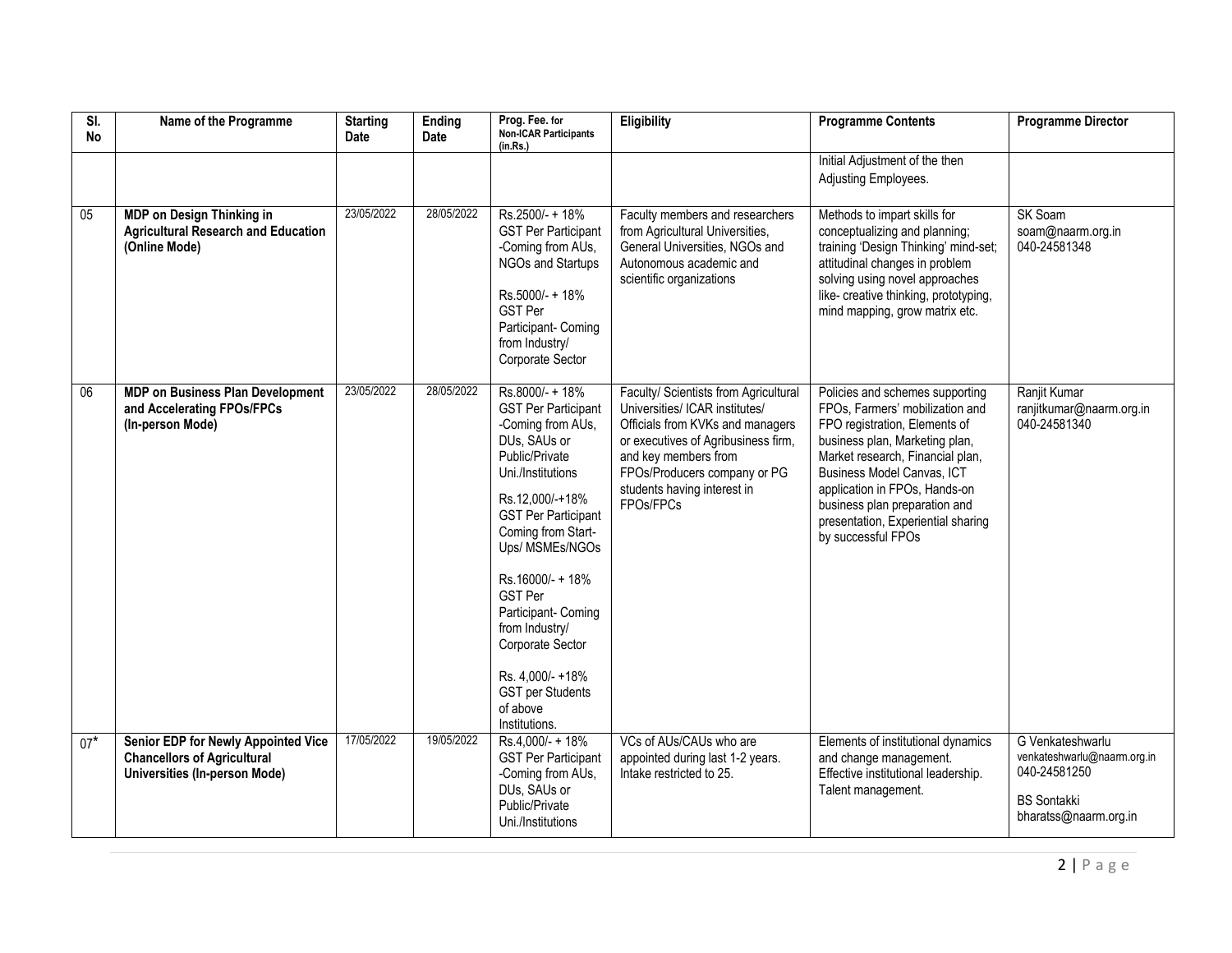| Sl. No | Name of the Programme | Starting Date | Ending Date | Prog. Fee. for Non-ICAR Participants (in.Rs.) | Eligibility | Programme Contents | Programme Director |
|---|---|---|---|---|---|---|---|
| | | | | | | Initial Adjustment of the then Adjusting Employees. | |
| 05 | **MDP on Design Thinking in Agricultural Research and Education (Online Mode)** | 23/05/2022 | 28/05/2022 | Rs.2500/- + 18% GST Per Participant -Coming from AUs, NGOs and Startups<br><br>Rs.5000/- + 18% GST Per Participant- Coming from Industry/ Corporate Sector | Faculty members and researchers from Agricultural Universities, General Universities, NGOs and Autonomous academic and scientific organizations | Methods to impart skills for conceptualizing and planning; training 'Design Thinking' mind-set; attitudinal changes in problem solving using novel approaches like- creative thinking, prototyping, mind mapping, grow matrix etc. | SK Soam<br>soam@naarm.org.in<br>040-24581348 |
| 06 | **MDP on Business Plan Development and Accelerating FPOs/FPCs (In-person Mode)** | 23/05/2022 | 28/05/2022 | Rs.8000/- + 18% GST Per Participant -Coming from AUs, DUs, SAUs or Public/Private Uni./Institutions<br><br>Rs.12,000/-+18% GST Per Participant Coming from Start-Ups/ MSMEs/NGOs<br><br>Rs.16000/- + 18% GST Per Participant- Coming from Industry/ Corporate Sector<br><br>Rs. 4,000/- +18% GST per Students of above Institutions. | Faculty/ Scientists from Agricultural Universities/ ICAR institutes/ Officials from KVKs and managers or executives of Agribusiness firm, and key members from FPOs/Producers company or PG students having interest in FPOs/FPCs | Policies and schemes supporting FPOs, Farmers' mobilization and FPO registration, Elements of business plan, Marketing plan, Market research, Financial plan, Business Model Canvas, ICT application in FPOs, Hands-on business plan preparation and presentation, Experiential sharing by successful FPOs | Ranjit Kumar<br>ranjitkumar@naarm.org.in<br>040-24581340 |
| 07* | **Senior EDP for Newly Appointed Vice Chancellors of Agricultural Universities (In-person Mode)** | 17/05/2022 | 19/05/2022 | Rs.4,000/- + 18% GST Per Participant -Coming from AUs, DUs, SAUs or Public/Private Uni./Institutions | VCs of AUs/CAUs who are appointed during last 1-2 years. Intake restricted to 25. | Elements of institutional dynamics and change management. Effective institutional leadership. Talent management. | G Venkateshwarlu<br>venkateshwarlu@naarm.org.in<br>040-24581250<br><br>BS Sontakki<br>bharatss@naarm.org.in |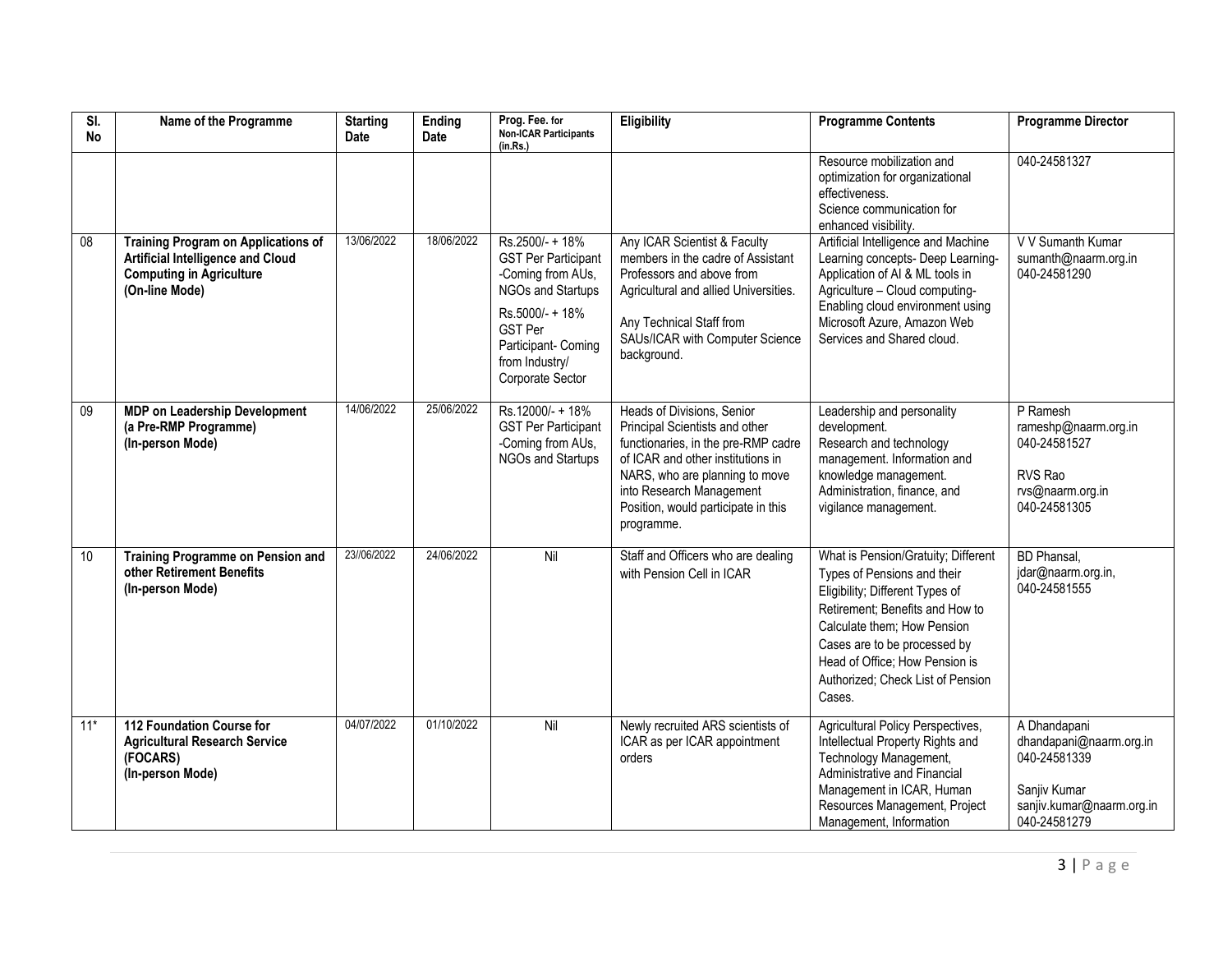| Sl. No | Name of the Programme | Starting Date | Ending Date | Prog. Fee. for Non-ICAR Participants (in.Rs.) | Eligibility | Programme Contents | Programme Director |
|---|---|---|---|---|---|---|---|
| | | | | | | Resource mobilization and optimization for organizational effectiveness. Science communication for enhanced visibility. | 040-24581327 |
| 08 | **Training Program on Applications of Artificial Intelligence and Cloud Computing in Agriculture (On-line Mode)** | 13/06/2022 | 18/06/2022 | Rs.2500/- + 18% GST Per Participant -Coming from AUs, NGOs and Startups<br>Rs.5000/- + 18% GST Per Participant- Coming from Industry/ Corporate Sector | Any ICAR Scientist & Faculty members in the cadre of Assistant Professors and above from Agricultural and allied Universities.<br>Any Technical Staff from SAUs/ICAR with Computer Science background. | Artificial Intelligence and Machine Learning concepts- Deep Learning- Application of AI & ML tools in Agriculture – Cloud computing- Enabling cloud environment using Microsoft Azure, Amazon Web Services and Shared cloud. | V V Sumanth Kumar<br>sumanth@naarm.org.in<br>040-24581290 |
| 09 | **MDP on Leadership Development (a Pre-RMP Programme) (In-person Mode)** | 14/06/2022 | 25/06/2022 | Rs.12000/- + 18% GST Per Participant -Coming from AUs, NGOs and Startups | Heads of Divisions, Senior Principal Scientists and other functionaries, in the pre-RMP cadre of ICAR and other institutions in NARS, who are planning to move into Research Management Position, would participate in this programme. | Leadership and personality development. Research and technology management. Information and knowledge management. Administration, finance, and vigilance management. | P Ramesh<br>rameshp@naarm.org.in<br>040-24581527<br>RVS Rao<br>rvs@naarm.org.in<br>040-24581305 |
| 10 | **Training Programme on Pension and other Retirement Benefits (In-person Mode)** | 23//06/2022 | 24/06/2022 | Nil | Staff and Officers who are dealing with Pension Cell in ICAR | What is Pension/Gratuity; Different Types of Pensions and their Eligibility; Different Types of Retirement; Benefits and How to Calculate them; How Pension Cases are to be processed by Head of Office; How Pension is Authorized; Check List of Pension Cases. | BD Phansal,<br>jdar@naarm.org.in,<br>040-24581555 |
| 11* | **112 Foundation Course for Agricultural Research Service (FOCARS) (In-person Mode)** | 04/07/2022 | 01/10/2022 | Nil | Newly recruited ARS scientists of ICAR as per ICAR appointment orders | Agricultural Policy Perspectives, Intellectual Property Rights and Technology Management, Administrative and Financial Management in ICAR, Human Resources Management, Project Management, Information | A Dhandapani<br>dhandapani@naarm.org.in<br>040-24581339<br>Sanjiv Kumar<br>sanjiv.kumar@naarm.org.in<br>040-24581279 |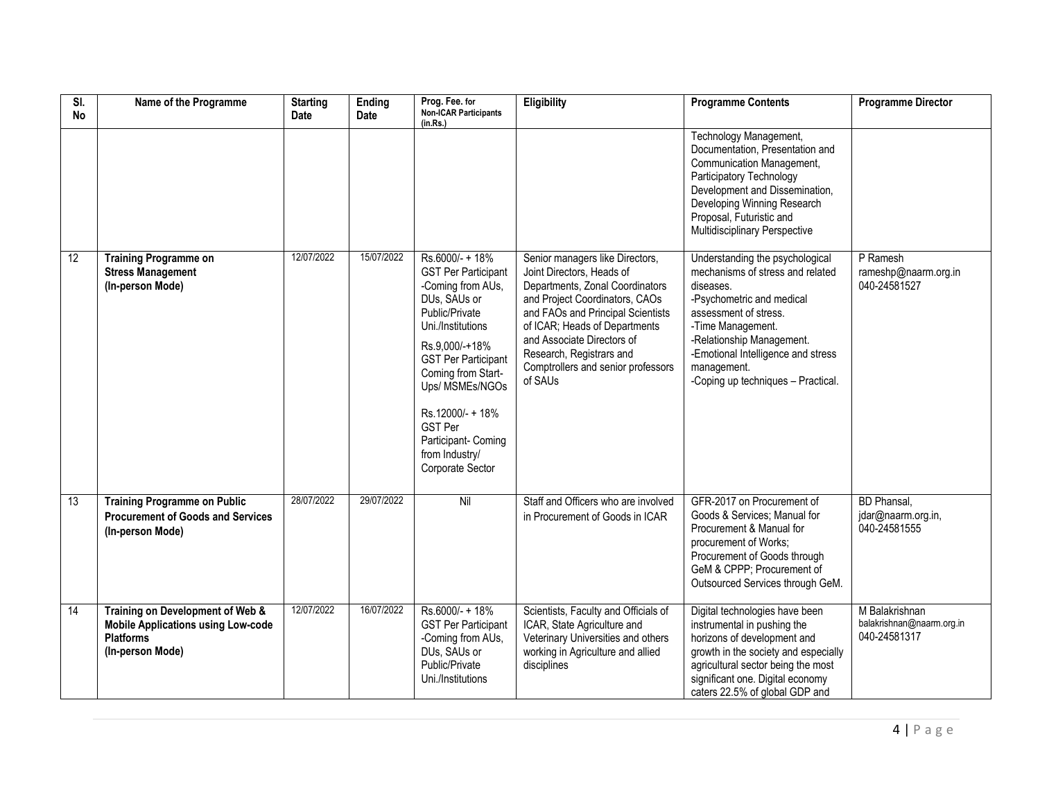| Sl. No | Name of the Programme | Starting Date | Ending Date | Prog. Fee. for Non-ICAR Participants (in.Rs.) | Eligibility | Programme Contents | Programme Director |
|---|---|---|---|---|---|---|---|
| | | | | | | Technology Management, Documentation, Presentation and Communication Management, Participatory Technology Development and Dissemination, Developing Winning Research Proposal, Futuristic and Multidisciplinary Perspective | |
| 12 | **Training Programme on Stress Management (In-person Mode)** | 12/07/2022 | 15/07/2022 | Rs.6000/- + 18% GST Per Participant -Coming from AUs, DUs, SAUs or Public/Private Uni./Institutions<br><br>Rs.9,000/-+18% GST Per Participant Coming from Start-Ups/ MSMEs/NGOs<br><br>Rs.12000/- + 18% GST Per Participant- Coming from Industry/ Corporate Sector | Senior managers like Directors, Joint Directors, Heads of Departments, Zonal Coordinators and Project Coordinators, CAOs and FAOs and Principal Scientists of ICAR; Heads of Departments and Associate Directors of Research, Registrars and Comptrollers and senior professors of SAUs | Understanding the psychological mechanisms of stress and related diseases.<br>-Psychometric and medical assessment of stress.<br>-Time Management.<br>-Relationship Management.<br>-Emotional Intelligence and stress management.<br>-Coping up techniques – Practical. | P Ramesh<br>rameshp@naarm.org.in<br>040-24581527 |
| 13 | **Training Programme on Public Procurement of Goods and Services (In-person Mode)** | 28/07/2022 | 29/07/2022 | Nil | Staff and Officers who are involved in Procurement of Goods in ICAR | GFR-2017 on Procurement of Goods & Services; Manual for Procurement & Manual for procurement of Works; Procurement of Goods through GeM & CPPP; Procurement of Outsourced Services through GeM. | BD Phansal,<br>jdar@naarm.org.in,<br>040-24581555 |
| 14 | **Training on Development of Web & Mobile Applications using Low-code Platforms (In-person Mode)** | 12/07/2022 | 16/07/2022 | Rs.6000/- + 18% GST Per Participant -Coming from AUs, DUs, SAUs or Public/Private Uni./Institutions | Scientists, Faculty and Officials of ICAR, State Agriculture and Veterinary Universities and others working in Agriculture and allied disciplines | Digital technologies have been instrumental in pushing the horizons of development and growth in the society and especially agricultural sector being the most significant one. Digital economy caters 22.5% of global GDP and | M Balakrishnan<br>balakrishnan@naarm.org.in<br>040-24581317 |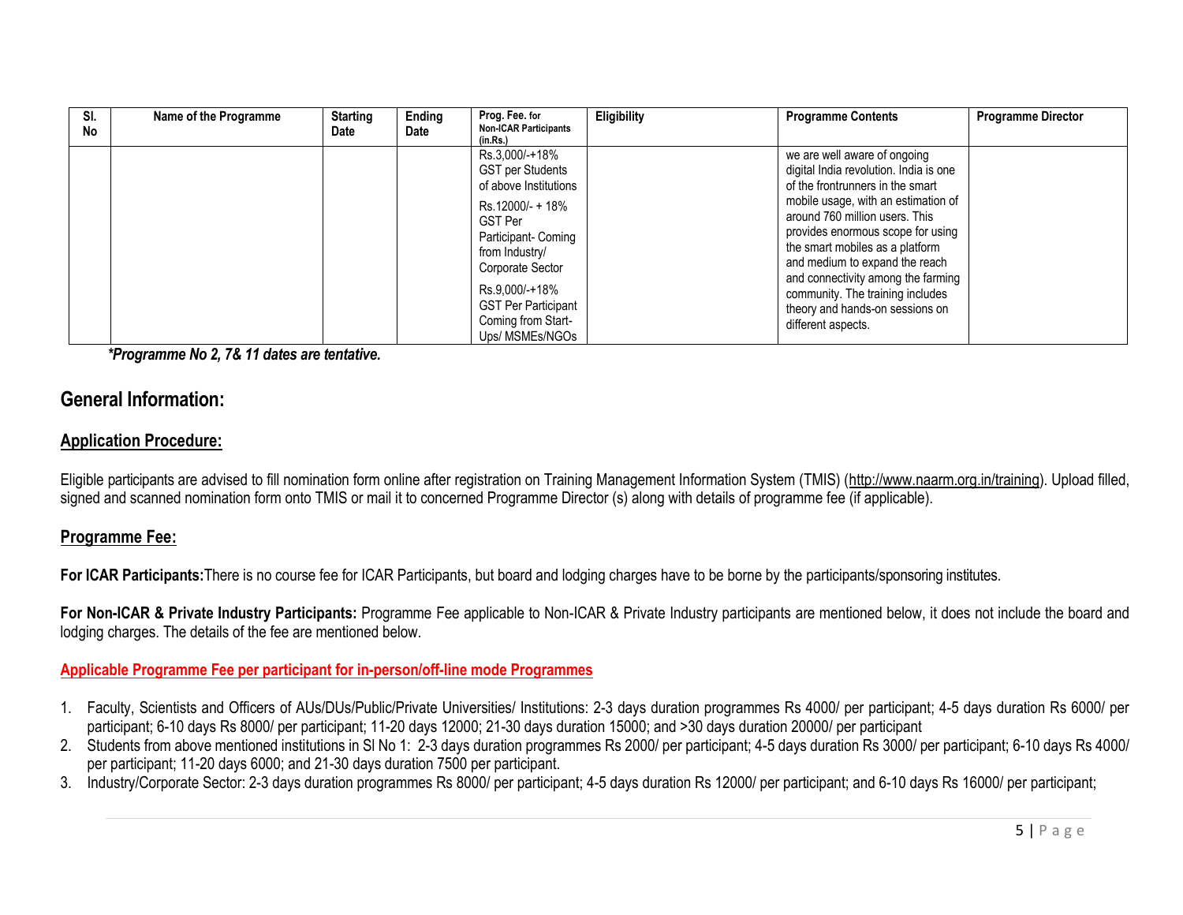| Sl. No | Name of the Programme | Starting Date | Ending Date | Prog. Fee. for Non-ICAR Participants (in.Rs.) | Eligibility | Programme Contents | Programme Director |
|---|---|---|---|---|---|---|---|
| | | | | Rs.3,000/-+18% GST per Students of above Institutions<br><br>Rs.12000/- + 18% GST Per Participant- Coming from Industry/ Corporate Sector<br><br>Rs.9,000/-+18% GST Per Participant Coming from Start-Ups/ MSMEs/NGOs | | we are well aware of ongoing digital India revolution. India is one of the frontrunners in the smart mobile usage, with an estimation of around 760 million users. This provides enormous scope for using the smart mobiles as a platform and medium to expand the reach and connectivity among the farming community. The training includes theory and hands-on sessions on different aspects. | |

***Programme No 2, 7& 11 dates are tentative.***

## General Information:

### Application Procedure:

Eligible participants are advised to fill nomination form online after registration on Training Management Information System (TMIS) (http://www.naarm.org.in/training). Upload filled, signed and scanned nomination form onto TMIS or mail it to concerned Programme Director (s) along with details of programme fee (if applicable).

### Programme Fee:

**For ICAR Participants:** There is no course fee for ICAR Participants, but board and lodging charges have to be borne by the participants/sponsoring institutes.

**For Non-ICAR & Private Industry Participants:** Programme Fee applicable to Non-ICAR & Private Industry participants are mentioned below, it does not include the board and lodging charges. The details of the fee are mentioned below.

**Applicable Programme Fee per participant for in-person/off-line mode Programmes**

1. Faculty, Scientists and Officers of AUs/DUs/Public/Private Universities/ Institutions: 2-3 days duration programmes Rs 4000/ per participant; 4-5 days duration Rs 6000/ per participant; 6-10 days Rs 8000/ per participant; 11-20 days 12000; 21-30 days duration 15000; and >30 days duration 20000/ per participant
2. Students from above mentioned institutions in Sl No 1: 2-3 days duration programmes Rs 2000/ per participant; 4-5 days duration Rs 3000/ per participant; 6-10 days Rs 4000/ per participant; 11-20 days 6000; and 21-30 days duration 7500 per participant.
3. Industry/Corporate Sector: 2-3 days duration programmes Rs 8000/ per participant; 4-5 days duration Rs 12000/ per participant; and 6-10 days Rs 16000/ per participant;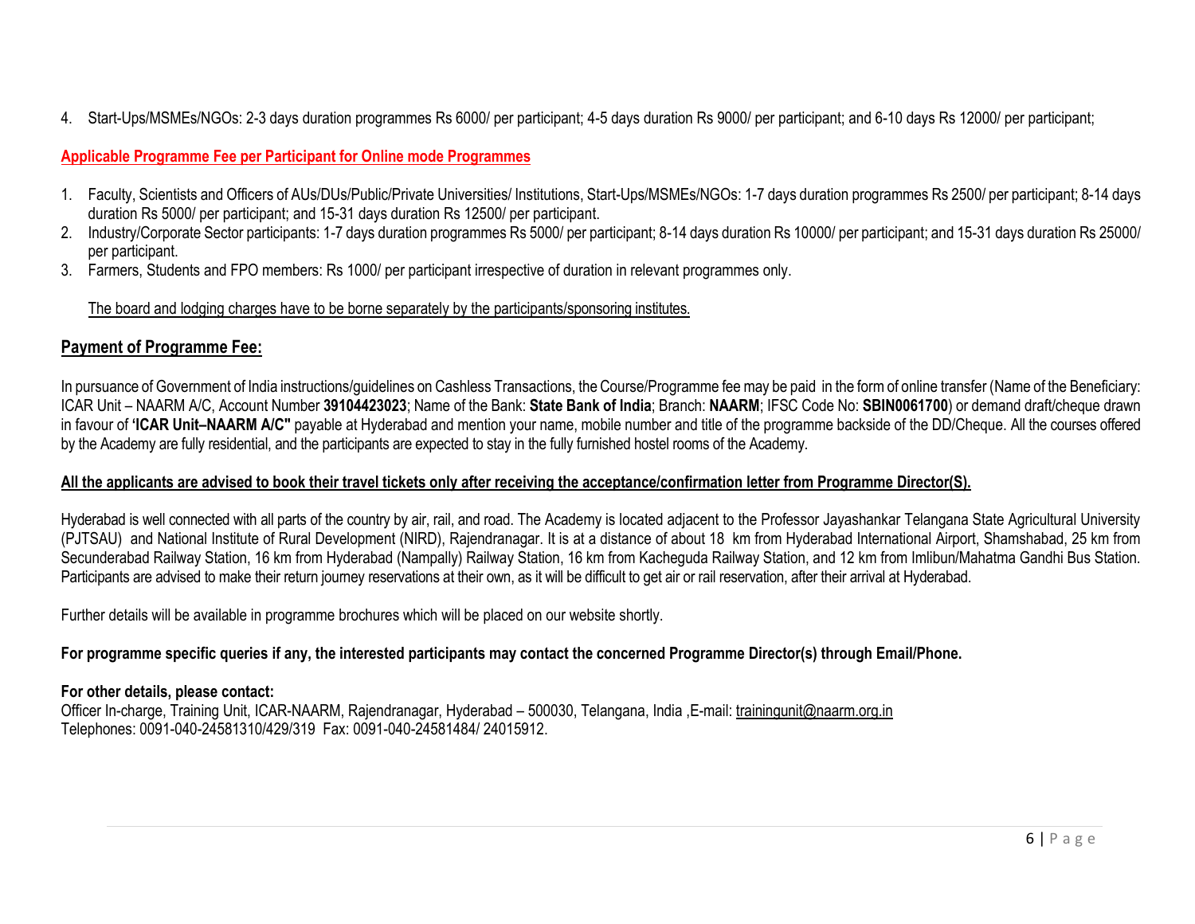4. Start-Ups/MSMEs/NGOs: 2-3 days duration programmes Rs 6000/ per participant; 4-5 days duration Rs 9000/ per participant; and 6-10 days Rs 12000/ per participant;

**Applicable Programme Fee per Participant for Online mode Programmes**

1. Faculty, Scientists and Officers of AUs/DUs/Public/Private Universities/ Institutions, Start-Ups/MSMEs/NGOs: 1-7 days duration programmes Rs 2500/ per participant; 8-14 days duration Rs 5000/ per participant; and 15-31 days duration Rs 12500/ per participant.
2. Industry/Corporate Sector participants: 1-7 days duration programmes Rs 5000/ per participant; 8-14 days duration Rs 10000/ per participant; and 15-31 days duration Rs 25000/ per participant.
3. Farmers, Students and FPO members: Rs 1000/ per participant irrespective of duration in relevant programmes only.

The board and lodging charges have to be borne separately by the participants/sponsoring institutes.

## Payment of Programme Fee:

In pursuance of Government of India instructions/guidelines on Cashless Transactions, the Course/Programme fee may be paid in the form of online transfer (Name of the Beneficiary: ICAR Unit – NAARM A/C, Account Number **39104423023**; Name of the Bank: **State Bank of India**; Branch: **NAARM**; IFSC Code No: **SBIN0061700**) or demand draft/cheque drawn in favour of **'ICAR Unit–NAARM A/C"** payable at Hyderabad and mention your name, mobile number and title of the programme backside of the DD/Cheque. All the courses offered by the Academy are fully residential, and the participants are expected to stay in the fully furnished hostel rooms of the Academy.

**All the applicants are advised to book their travel tickets only after receiving the acceptance/confirmation letter from Programme Director(S).**

Hyderabad is well connected with all parts of the country by air, rail, and road. The Academy is located adjacent to the Professor Jayashankar Telangana State Agricultural University (PJTSAU) and National Institute of Rural Development (NIRD), Rajendranagar. It is at a distance of about 18 km from Hyderabad International Airport, Shamshabad, 25 km from Secunderabad Railway Station, 16 km from Hyderabad (Nampally) Railway Station, 16 km from Kacheguda Railway Station, and 12 km from Imlibun/Mahatma Gandhi Bus Station. Participants are advised to make their return journey reservations at their own, as it will be difficult to get air or rail reservation, after their arrival at Hyderabad.

Further details will be available in programme brochures which will be placed on our website shortly.

**For programme specific queries if any, the interested participants may contact the concerned Programme Director(s) through Email/Phone.**

**For other details, please contact:**
Officer In-charge, Training Unit, ICAR-NAARM, Rajendranagar, Hyderabad – 500030, Telangana, India ,E-mail: trainingunit@naarm.org.in
Telephones: 0091-040-24581310/429/319 Fax: 0091-040-24581484/ 24015912.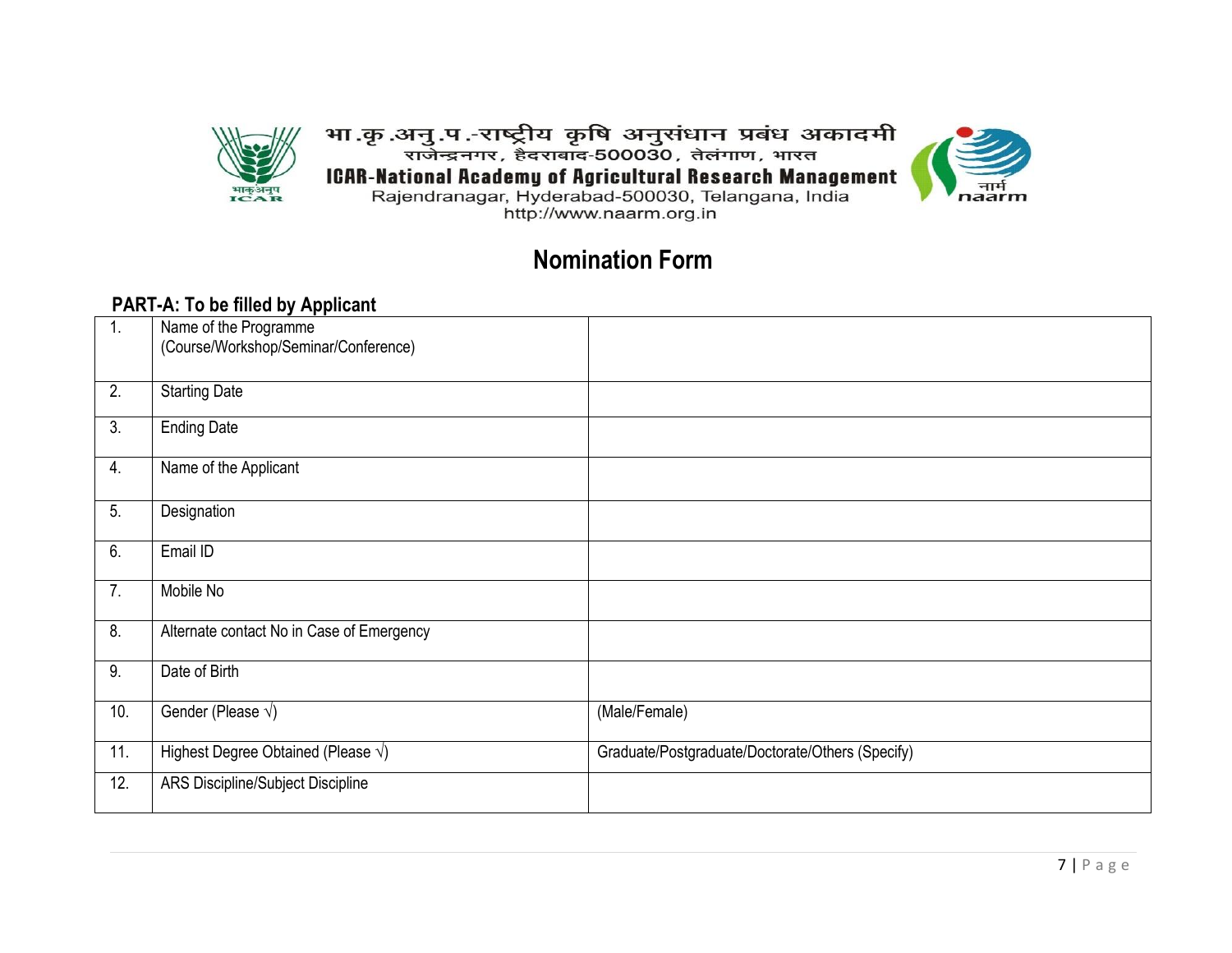भा.कृ.अनु.प.-राष्ट्रीय कृषि अनुसंधान प्रबंध अकादमी
राजेन्द्रनगर, हैदराबाद-500030, तेलंगाण, भारत
**ICAR-National Academy of Agricultural Research Management**
Rajendranagar, Hyderabad-500030, Telangana, India
http://www.naarm.org.in

# Nomination Form

## PART-A: To be filled by Applicant

| | | |
|---|---|---|
| 1. | Name of the Programme (Course/Workshop/Seminar/Conference) | |
| 2. | Starting Date | |
| 3. | Ending Date | |
| 4. | Name of the Applicant | |
| 5. | Designation | |
| 6. | Email ID | |
| 7. | Mobile No | |
| 8. | Alternate contact No in Case of Emergency | |
| 9. | Date of Birth | |
| 10. | Gender (Please √) | (Male/Female) |
| 11. | Highest Degree Obtained (Please √) | Graduate/Postgraduate/Doctorate/Others (Specify) |
| 12. | ARS Discipline/Subject Discipline | |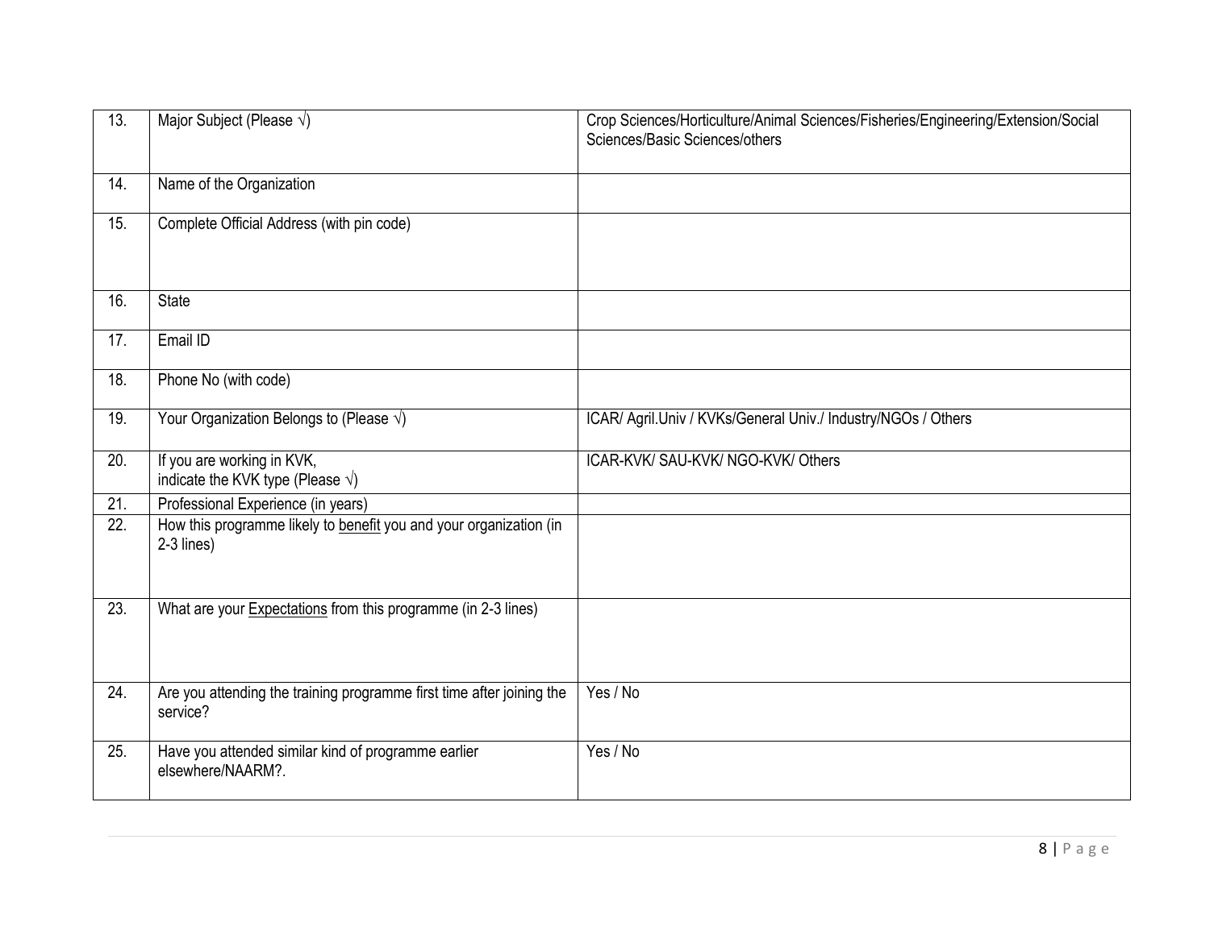| 13. | Major Subject (Please √) | Crop Sciences/Horticulture/Animal Sciences/Fisheries/Engineering/Extension/Social Sciences/Basic Sciences/others |
|---|---|---|
| 14. | Name of the Organization | |
| 15. | Complete Official Address (with pin code) | |
| 16. | State | |
| 17. | Email ID | |
| 18. | Phone No (with code) | |
| 19. | Your Organization Belongs to (Please √) | ICAR/ Agril.Univ / KVKs/General Univ./ Industry/NGOs / Others |
| 20. | If you are working in KVK, indicate the KVK type (Please √) | ICAR-KVK/ SAU-KVK/ NGO-KVK/ Others |
| 21. | Professional Experience (in years) | |
| 22. | How this programme likely to benefit you and your organization (in 2-3 lines) | |
| 23. | What are your Expectations from this programme (in 2-3 lines) | |
| 24. | Are you attending the training programme first time after joining the service? | Yes / No |
| 25. | Have you attended similar kind of programme earlier elsewhere/NAARM?. | Yes / No |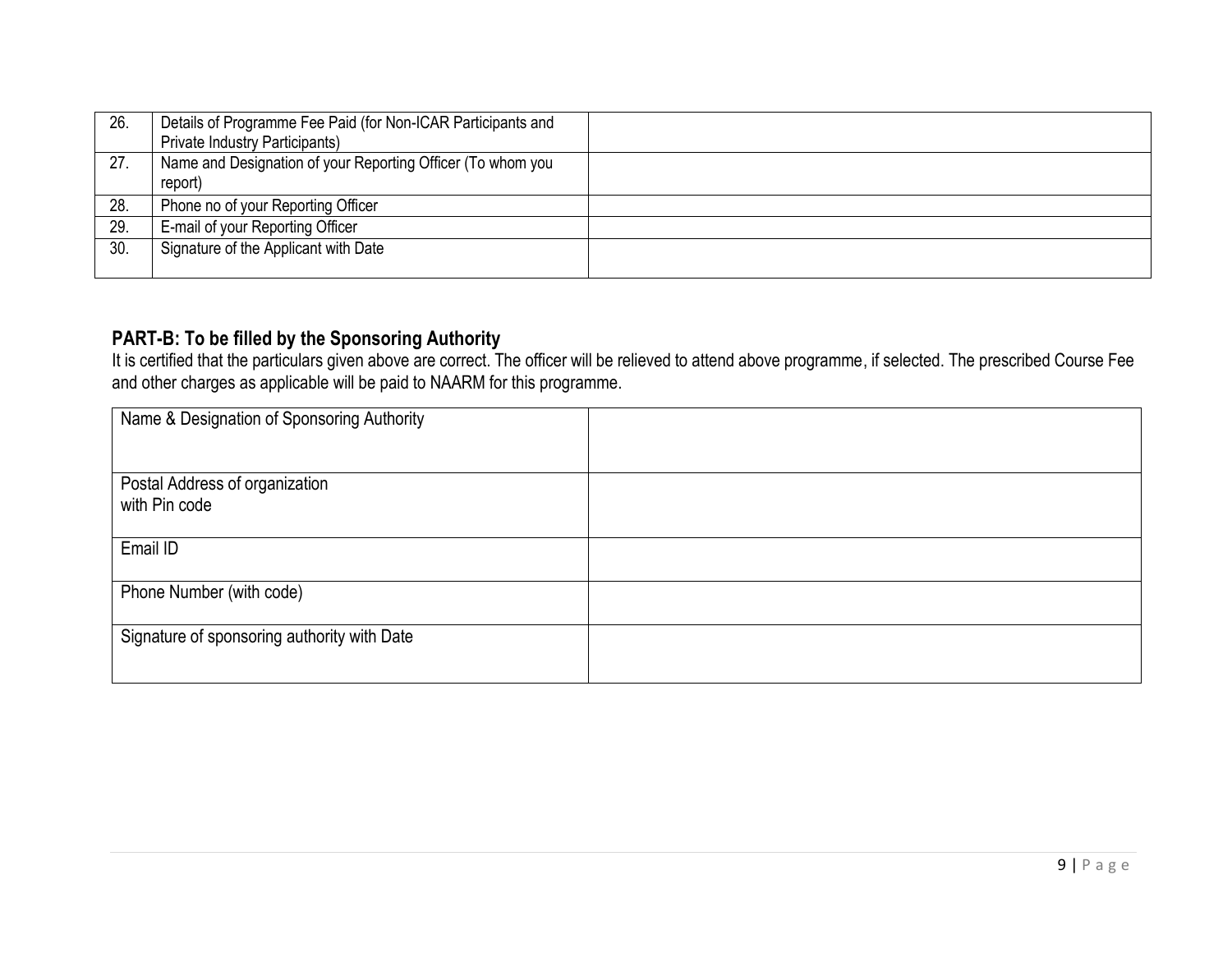| | | |
|---|---|---|
| 26. | Details of Programme Fee Paid (for Non-ICAR Participants and Private Industry Participants) | |
| 27. | Name and Designation of your Reporting Officer (To whom you report) | |
| 28. | Phone no of your Reporting Officer | |
| 29. | E-mail of your Reporting Officer | |
| 30. | Signature of the Applicant with Date | |

## PART-B: To be filled by the Sponsoring Authority

It is certified that the particulars given above are correct. The officer will be relieved to attend above programme, if selected. The prescribed Course Fee and other charges as applicable will be paid to NAARM for this programme.

| | |
|---|---|
| Name & Designation of Sponsoring Authority | |
| Postal Address of organization with Pin code | |
| Email ID | |
| Phone Number (with code) | |
| Signature of sponsoring authority with Date | |